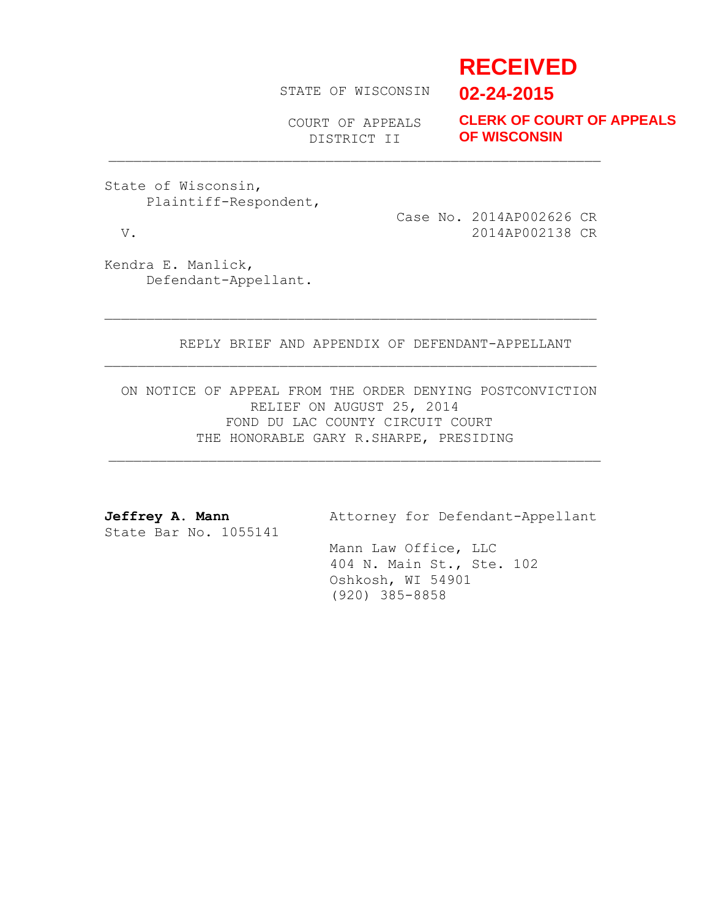**RECEIVED**
**02-24-2015**
**CLERK OF COURT OF APPEALS OF WISCONSIN**

STATE OF WISCONSIN

COURT OF APPEALS
DISTRICT II

---

State of Wisconsin,
Plaintiff-Respondent,

Case No. 2014AP002626 CR
2014AP002138 CR

v.

Kendra E. Manlick,
Defendant-Appellant.

---

REPLY BRIEF AND APPENDIX OF DEFENDANT-APPELLANT

---

ON NOTICE OF APPEAL FROM THE ORDER DENYING POSTCONVICTION RELIEF ON AUGUST 25, 2014
FOND DU LAC COUNTY CIRCUIT COURT
THE HONORABLE GARY R.SHARPE, PRESIDING

---

**Jeffrey A. Mann**
State Bar No. 1055141

Attorney for Defendant-Appellant

Mann Law Office, LLC
404 N. Main St., Ste. 102
Oshkosh, WI 54901
(920) 385-8858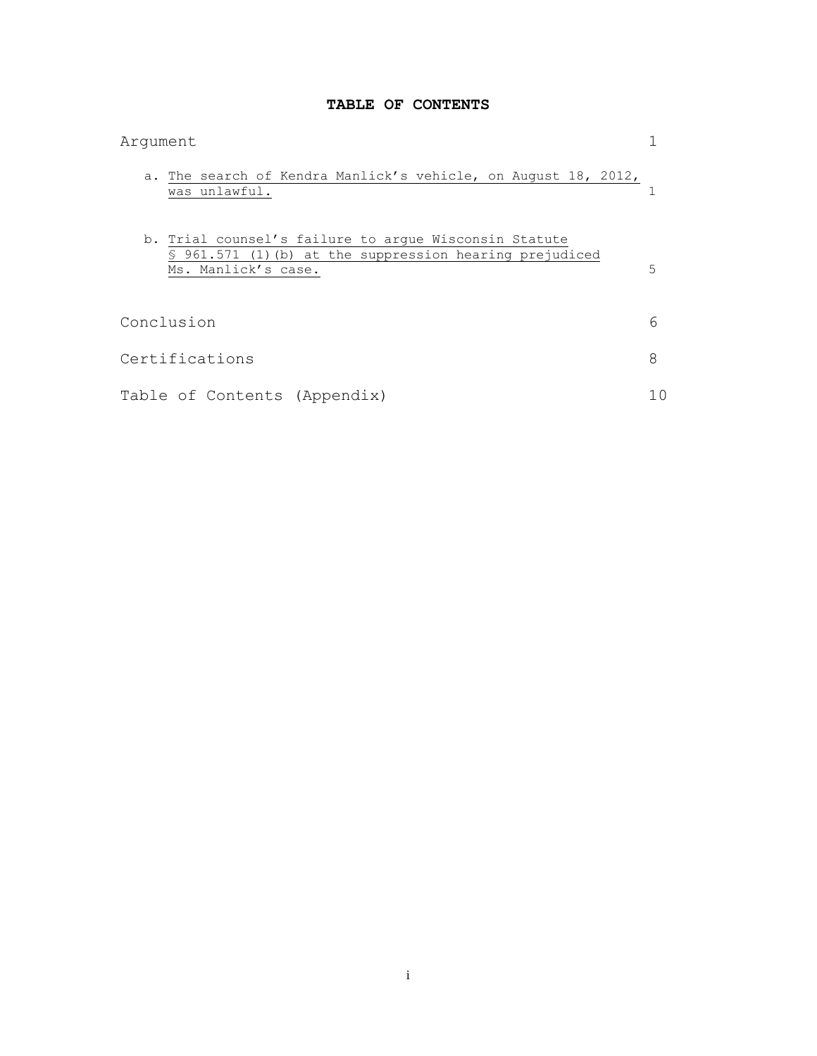# TABLE OF CONTENTS

| | |
|---|---|
| Argument | 1 |
| a. The search of Kendra Manlick's vehicle, on August 18, 2012, was unlawful. | 1 |
| b. Trial counsel's failure to argue Wisconsin Statute § 961.571 (1)(b) at the suppression hearing prejudiced Ms. Manlick's case. | 5 |
| Conclusion | 6 |
| Certifications | 8 |
| Table of Contents (Appendix) | 10 |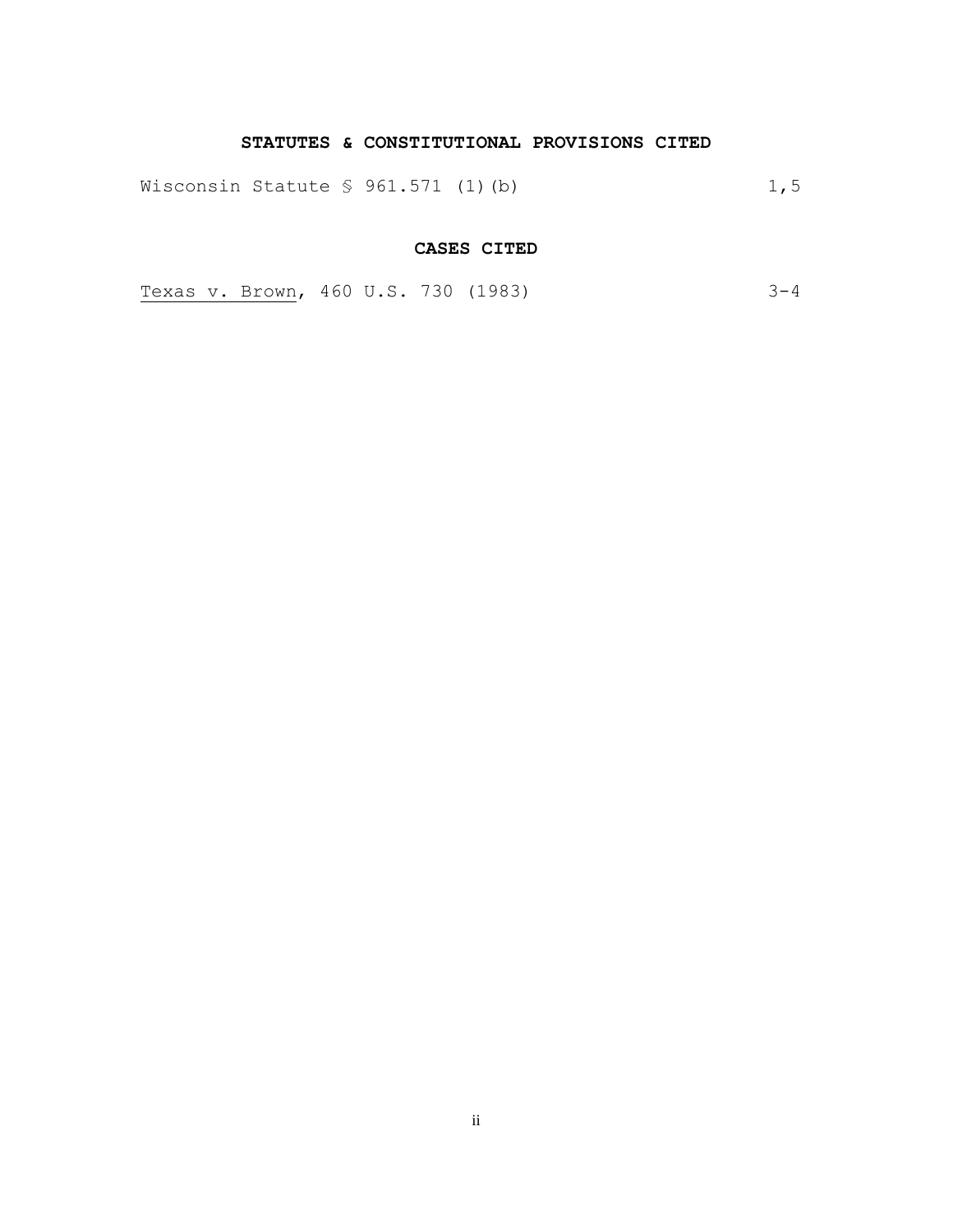## STATUTES & CONSTITUTIONAL PROVISIONS CITED

| | |
|---|---|
| Wisconsin Statute § 961.571 (1)(b) | 1,5 |

## CASES CITED

| | |
|---|---|
| Texas v. Brown, 460 U.S. 730 (1983) | 3-4 |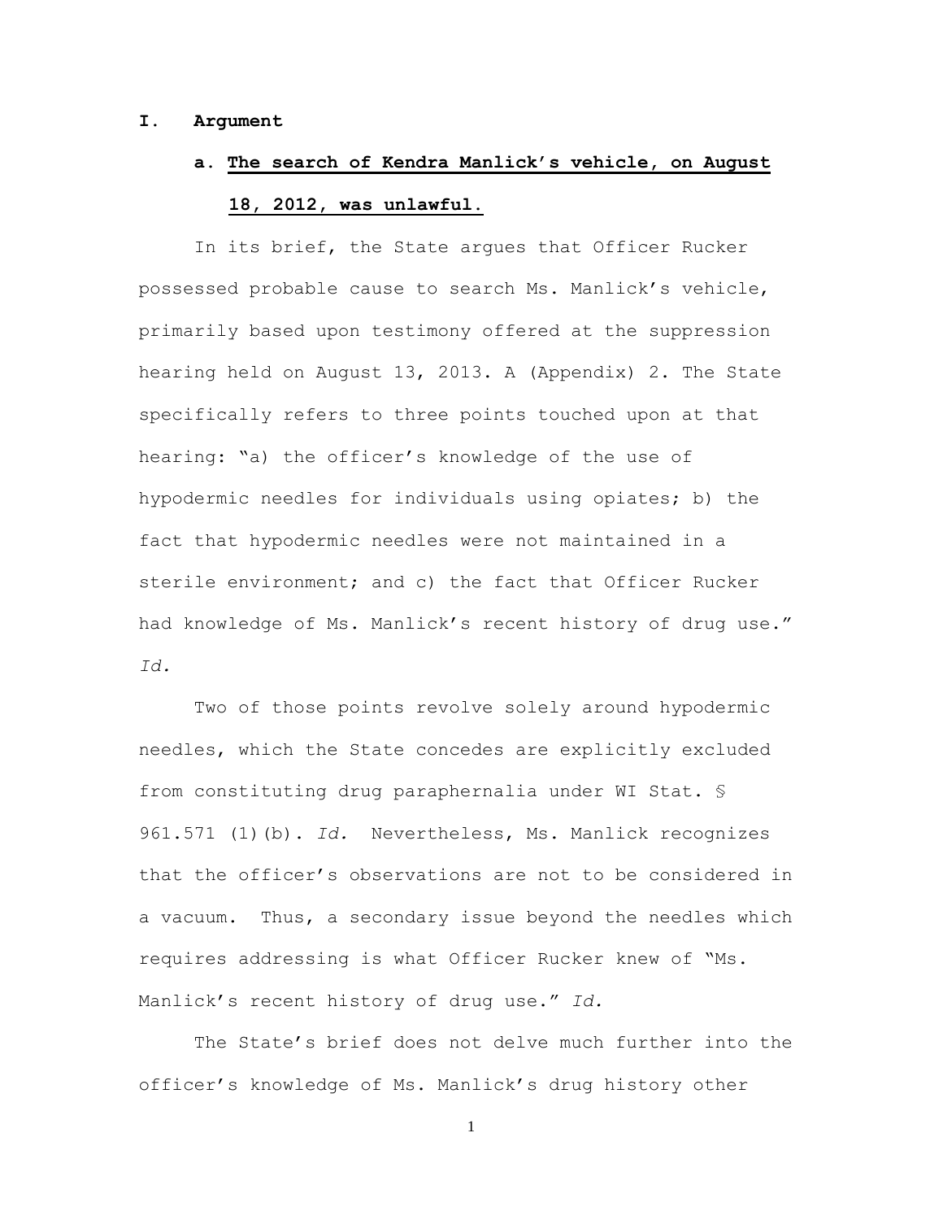# I. Argument

## a. The search of Kendra Manlick's vehicle, on August 18, 2012, was unlawful.

In its brief, the State argues that Officer Rucker possessed probable cause to search Ms. Manlick's vehicle, primarily based upon testimony offered at the suppression hearing held on August 13, 2013. A (Appendix) 2. The State specifically refers to three points touched upon at that hearing: "a) the officer's knowledge of the use of hypodermic needles for individuals using opiates; b) the fact that hypodermic needles were not maintained in a sterile environment; and c) the fact that Officer Rucker had knowledge of Ms. Manlick's recent history of drug use." *Id.*

Two of those points revolve solely around hypodermic needles, which the State concedes are explicitly excluded from constituting drug paraphernalia under WI Stat. § 961.571 (1)(b). *Id.* Nevertheless, Ms. Manlick recognizes that the officer's observations are not to be considered in a vacuum. Thus, a secondary issue beyond the needles which requires addressing is what Officer Rucker knew of "Ms. Manlick's recent history of drug use." *Id.*

The State's brief does not delve much further into the officer's knowledge of Ms. Manlick's drug history other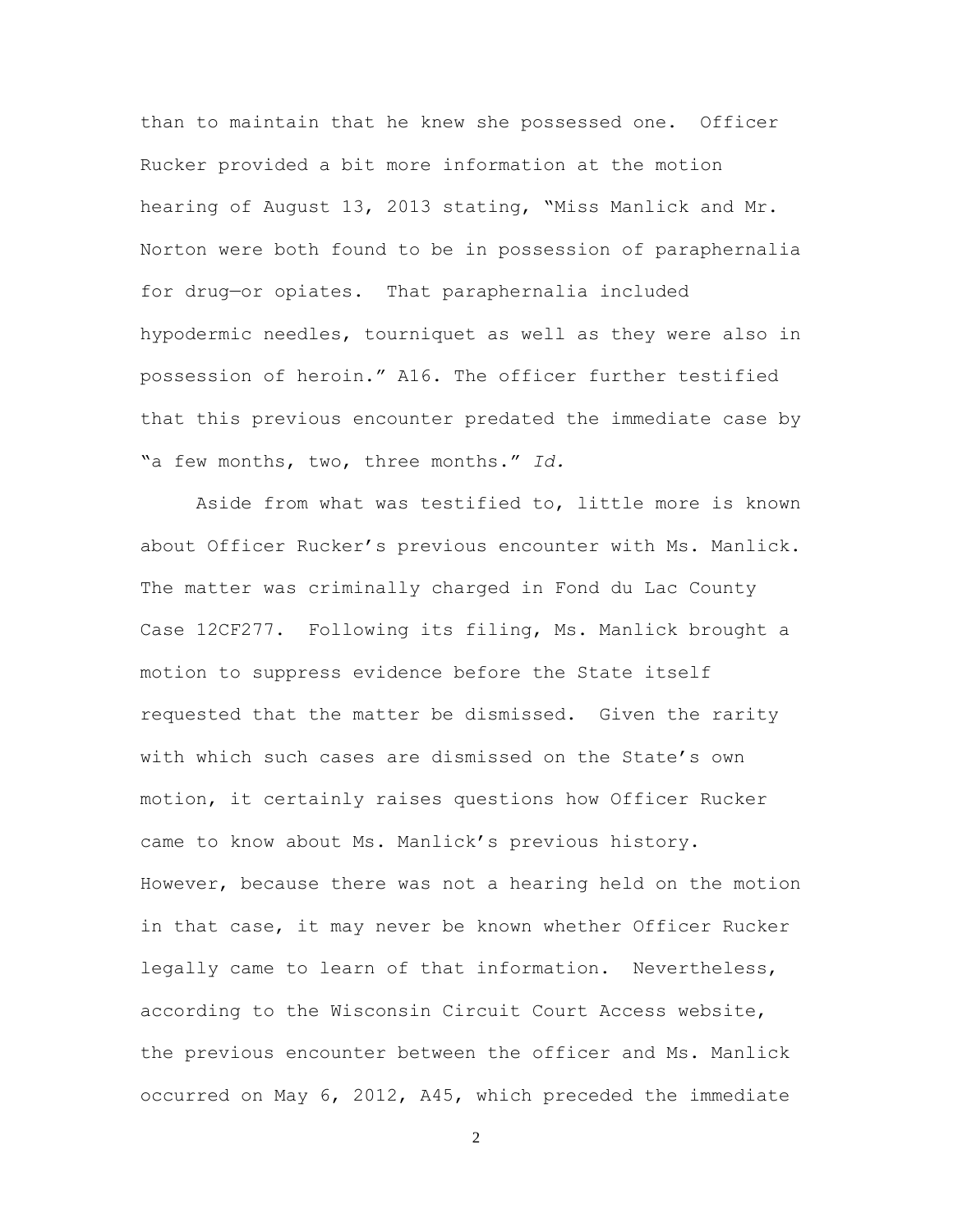than to maintain that he knew she possessed one. Officer Rucker provided a bit more information at the motion hearing of August 13, 2013 stating, "Miss Manlick and Mr. Norton were both found to be in possession of paraphernalia for drug—or opiates. That paraphernalia included hypodermic needles, tourniquet as well as they were also in possession of heroin." A16. The officer further testified that this previous encounter predated the immediate case by "a few months, two, three months." *Id.*

Aside from what was testified to, little more is known about Officer Rucker's previous encounter with Ms. Manlick. The matter was criminally charged in Fond du Lac County Case 12CF277. Following its filing, Ms. Manlick brought a motion to suppress evidence before the State itself requested that the matter be dismissed. Given the rarity with which such cases are dismissed on the State's own motion, it certainly raises questions how Officer Rucker came to know about Ms. Manlick's previous history. However, because there was not a hearing held on the motion in that case, it may never be known whether Officer Rucker legally came to learn of that information. Nevertheless, according to the Wisconsin Circuit Court Access website, the previous encounter between the officer and Ms. Manlick occurred on May 6, 2012, A45, which preceded the immediate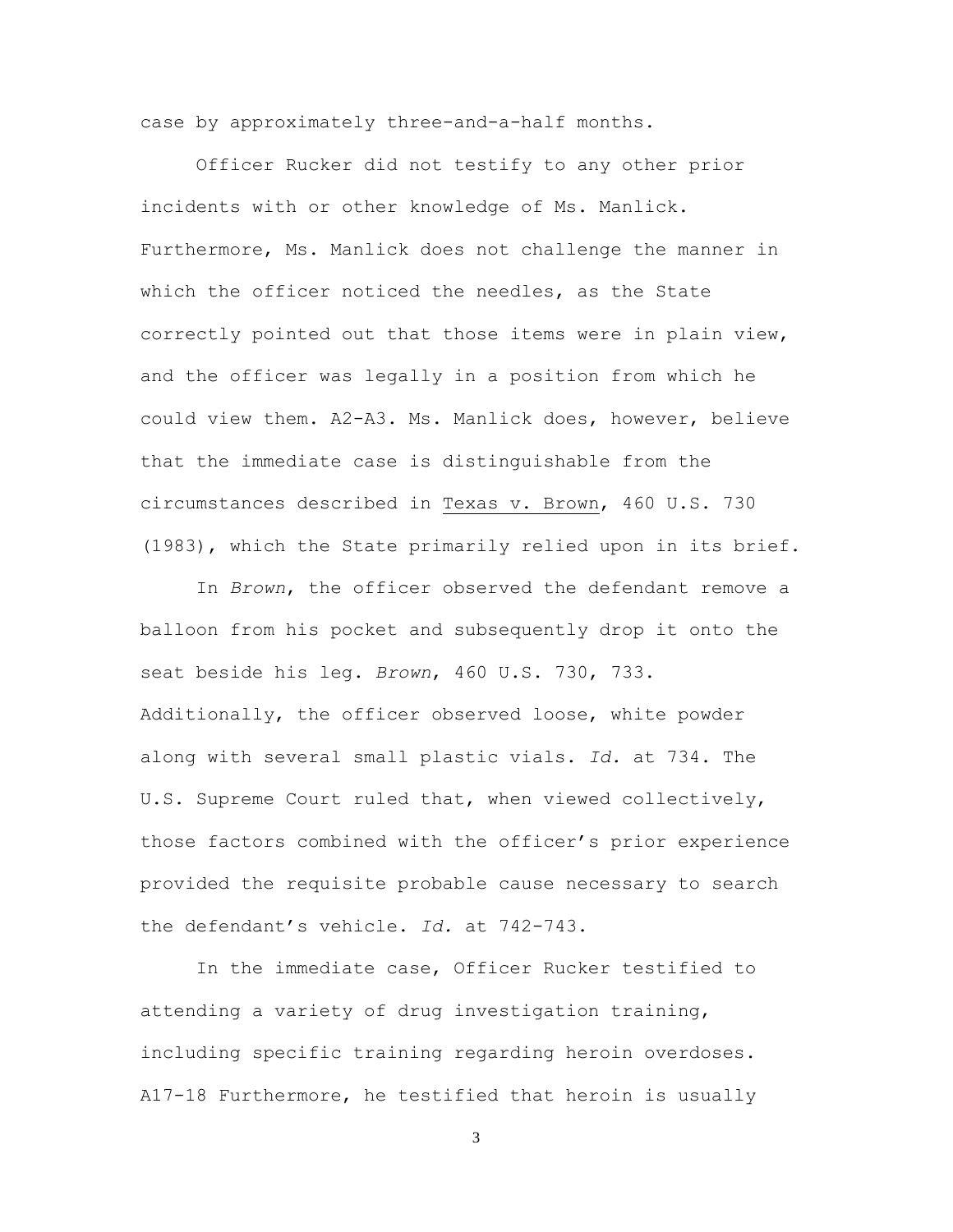case by approximately three-and-a-half months.

Officer Rucker did not testify to any other prior incidents with or other knowledge of Ms. Manlick. Furthermore, Ms. Manlick does not challenge the manner in which the officer noticed the needles, as the State correctly pointed out that those items were in plain view, and the officer was legally in a position from which he could view them. A2-A3. Ms. Manlick does, however, believe that the immediate case is distinguishable from the circumstances described in Texas v. Brown, 460 U.S. 730 (1983), which the State primarily relied upon in its brief.

In *Brown*, the officer observed the defendant remove a balloon from his pocket and subsequently drop it onto the seat beside his leg. *Brown*, 460 U.S. 730, 733. Additionally, the officer observed loose, white powder along with several small plastic vials. *Id.* at 734. The U.S. Supreme Court ruled that, when viewed collectively, those factors combined with the officer's prior experience provided the requisite probable cause necessary to search the defendant's vehicle. *Id.* at 742-743.

In the immediate case, Officer Rucker testified to attending a variety of drug investigation training, including specific training regarding heroin overdoses. A17-18 Furthermore, he testified that heroin is usually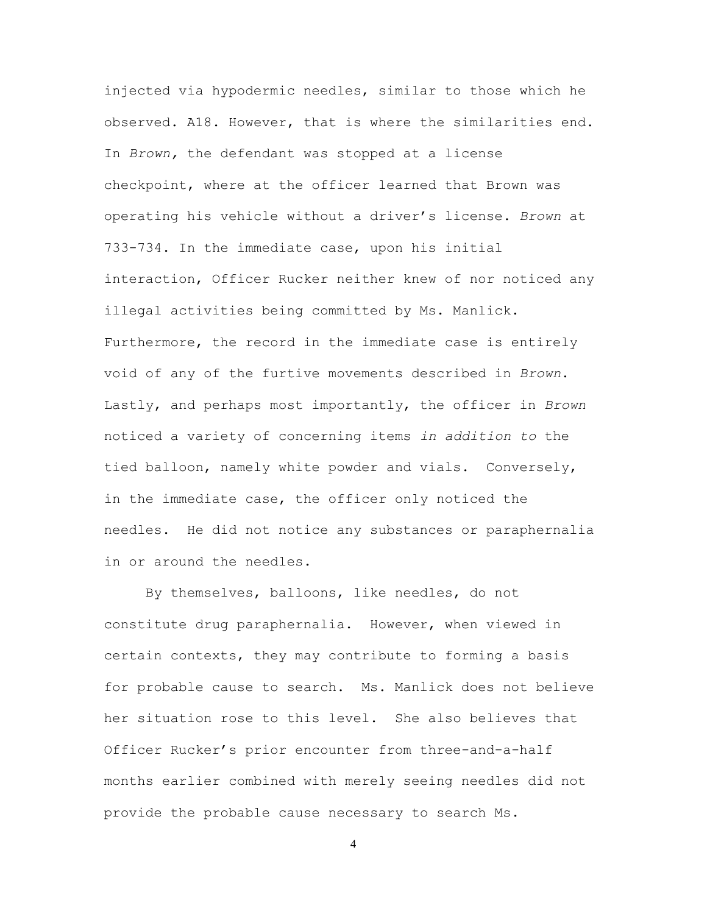injected via hypodermic needles, similar to those which he observed. A18. However, that is where the similarities end. In *Brown,* the defendant was stopped at a license checkpoint, where at the officer learned that Brown was operating his vehicle without a driver's license. *Brown* at 733-734. In the immediate case, upon his initial interaction, Officer Rucker neither knew of nor noticed any illegal activities being committed by Ms. Manlick. Furthermore, the record in the immediate case is entirely void of any of the furtive movements described in *Brown*. Lastly, and perhaps most importantly, the officer in *Brown* noticed a variety of concerning items *in addition to* the tied balloon, namely white powder and vials. Conversely, in the immediate case, the officer only noticed the needles. He did not notice any substances or paraphernalia in or around the needles.

By themselves, balloons, like needles, do not constitute drug paraphernalia. However, when viewed in certain contexts, they may contribute to forming a basis for probable cause to search. Ms. Manlick does not believe her situation rose to this level. She also believes that Officer Rucker's prior encounter from three-and-a-half months earlier combined with merely seeing needles did not provide the probable cause necessary to search Ms.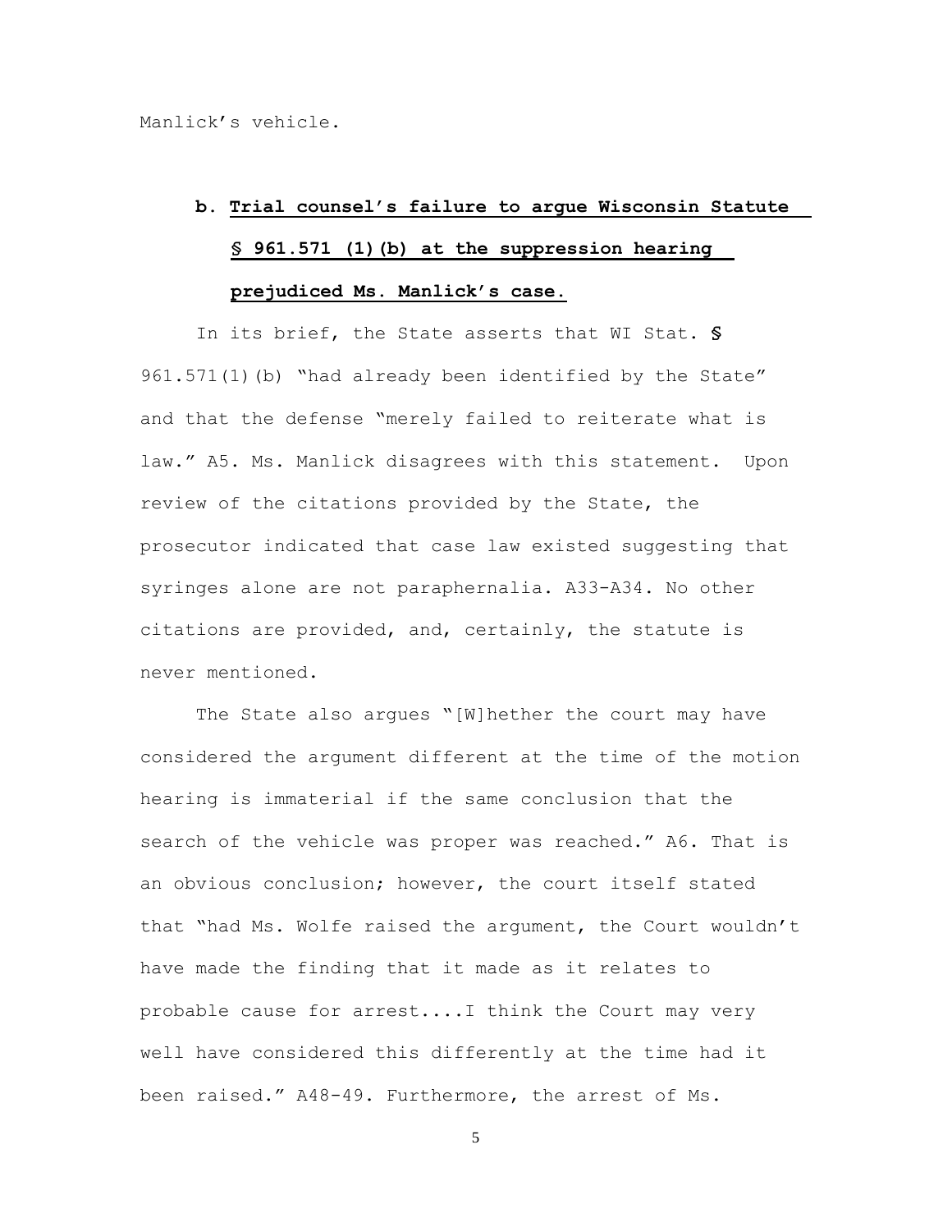Manlick's vehicle.

**b. Trial counsel's failure to argue Wisconsin Statute § 961.571 (1)(b) at the suppression hearing prejudiced Ms. Manlick's case.**

In its brief, the State asserts that WI Stat. § 961.571(1)(b) "had already been identified by the State" and that the defense "merely failed to reiterate what is law." A5. Ms. Manlick disagrees with this statement. Upon review of the citations provided by the State, the prosecutor indicated that case law existed suggesting that syringes alone are not paraphernalia. A33-A34. No other citations are provided, and, certainly, the statute is never mentioned.

The State also argues "[W]hether the court may have considered the argument different at the time of the motion hearing is immaterial if the same conclusion that the search of the vehicle was proper was reached." A6. That is an obvious conclusion; however, the court itself stated that "had Ms. Wolfe raised the argument, the Court wouldn't have made the finding that it made as it relates to probable cause for arrest....I think the Court may very well have considered this differently at the time had it been raised." A48-49. Furthermore, the arrest of Ms.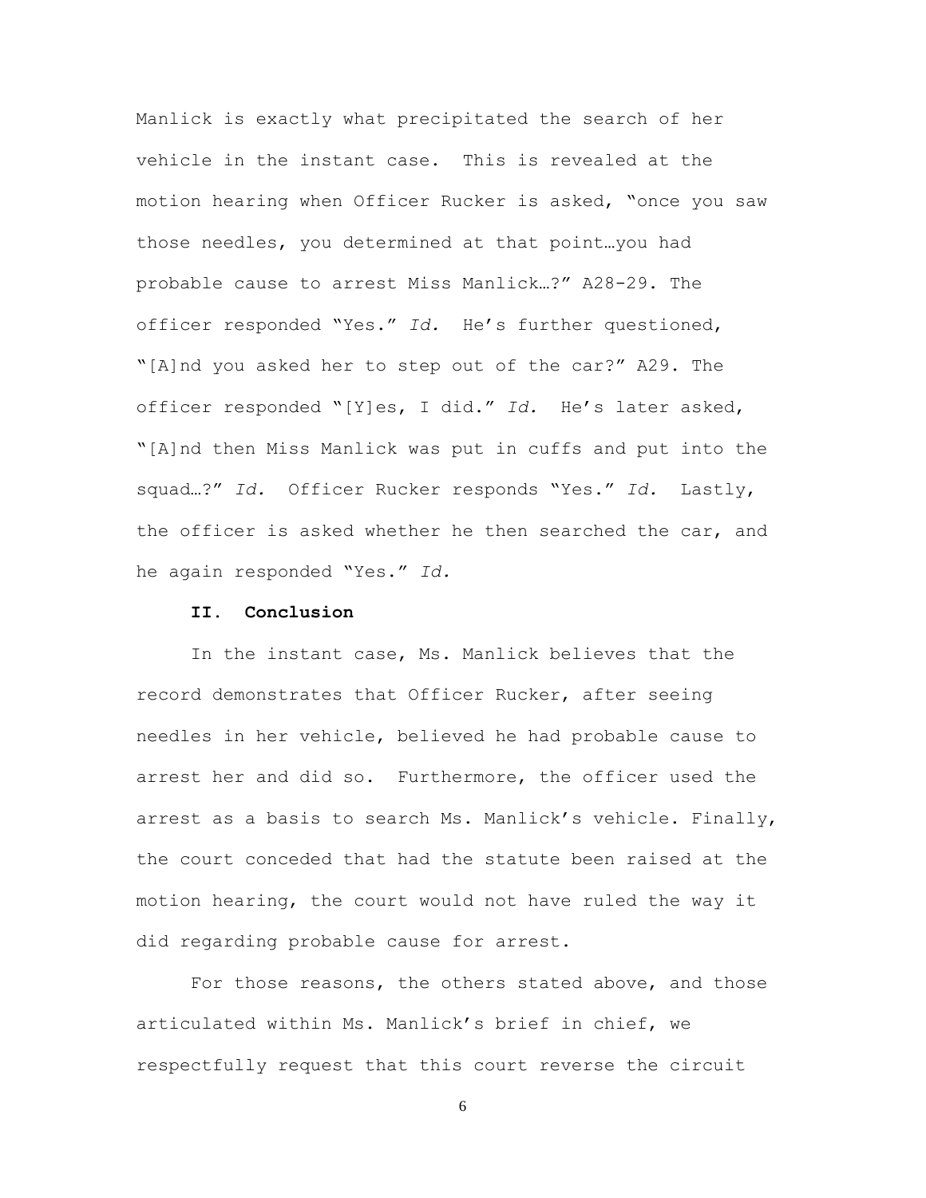Manlick is exactly what precipitated the search of her vehicle in the instant case. This is revealed at the motion hearing when Officer Rucker is asked, "once you saw those needles, you determined at that point…you had probable cause to arrest Miss Manlick…?" A28-29. The officer responded "Yes." *Id.* He's further questioned, "[A]nd you asked her to step out of the car?" A29. The officer responded "[Y]es, I did." *Id.* He's later asked, "[A]nd then Miss Manlick was put in cuffs and put into the squad…?" *Id.* Officer Rucker responds "Yes." *Id.* Lastly, the officer is asked whether he then searched the car, and he again responded "Yes." *Id.*

## II. Conclusion

In the instant case, Ms. Manlick believes that the record demonstrates that Officer Rucker, after seeing needles in her vehicle, believed he had probable cause to arrest her and did so. Furthermore, the officer used the arrest as a basis to search Ms. Manlick's vehicle. Finally, the court conceded that had the statute been raised at the motion hearing, the court would not have ruled the way it did regarding probable cause for arrest.

For those reasons, the others stated above, and those articulated within Ms. Manlick's brief in chief, we respectfully request that this court reverse the circuit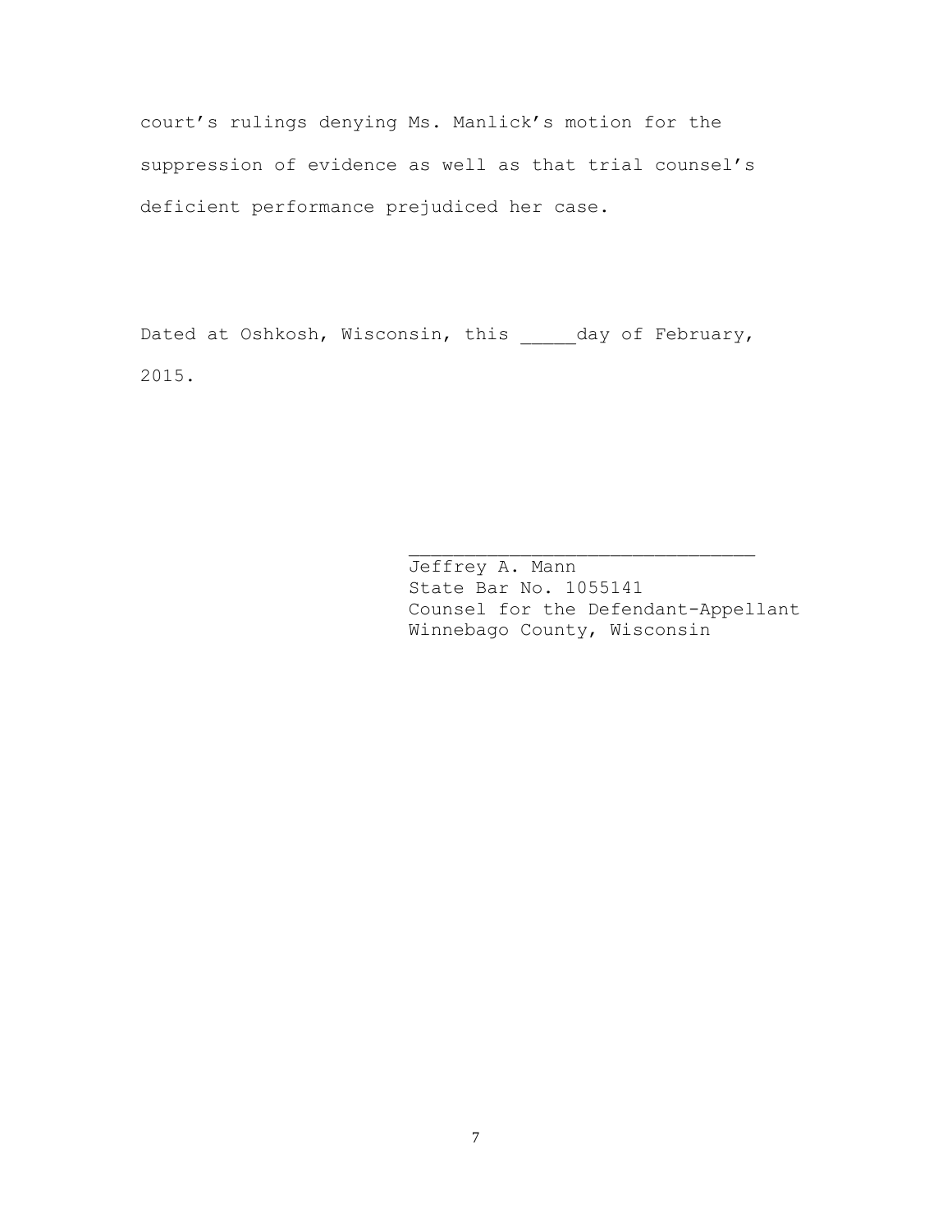court's rulings denying Ms. Manlick's motion for the suppression of evidence as well as that trial counsel's deficient performance prejudiced her case.

Dated at Oshkosh, Wisconsin, this _____day of February, 2015.

_______________________________
Jeffrey A. Mann
State Bar No. 1055141
Counsel for the Defendant-Appellant
Winnebago County, Wisconsin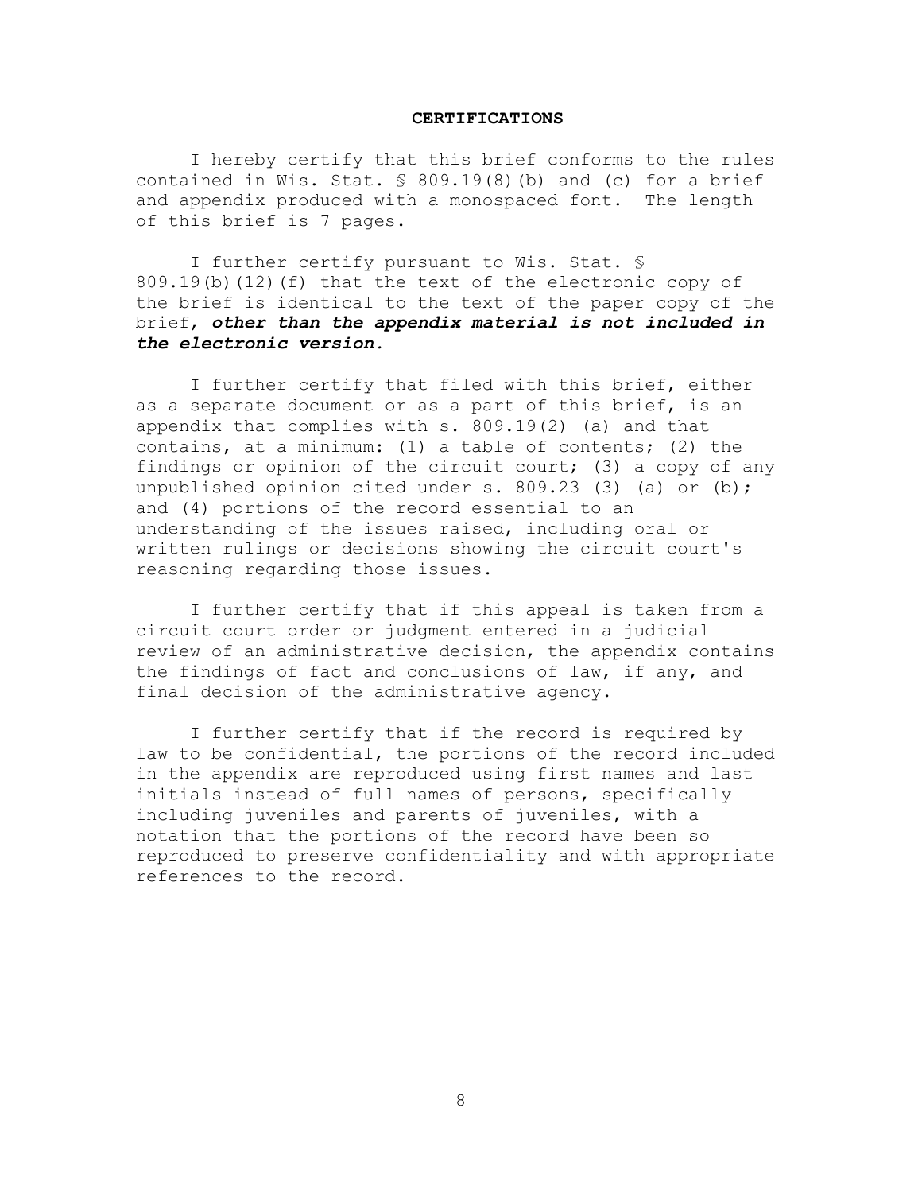## CERTIFICATIONS

I hereby certify that this brief conforms to the rules contained in Wis. Stat. § 809.19(8)(b) and (c) for a brief and appendix produced with a monospaced font. The length of this brief is 7 pages.

I further certify pursuant to Wis. Stat. § 809.19(b)(12)(f) that the text of the electronic copy of the brief is identical to the text of the paper copy of the brief, ***other than the appendix material is not included in the electronic version.***

I further certify that filed with this brief, either as a separate document or as a part of this brief, is an appendix that complies with s. 809.19(2) (a) and that contains, at a minimum: (1) a table of contents; (2) the findings or opinion of the circuit court; (3) a copy of any unpublished opinion cited under s. 809.23 (3) (a) or (b); and (4) portions of the record essential to an understanding of the issues raised, including oral or written rulings or decisions showing the circuit court's reasoning regarding those issues.

I further certify that if this appeal is taken from a circuit court order or judgment entered in a judicial review of an administrative decision, the appendix contains the findings of fact and conclusions of law, if any, and final decision of the administrative agency.

I further certify that if the record is required by law to be confidential, the portions of the record included in the appendix are reproduced using first names and last initials instead of full names of persons, specifically including juveniles and parents of juveniles, with a notation that the portions of the record have been so reproduced to preserve confidentiality and with appropriate references to the record.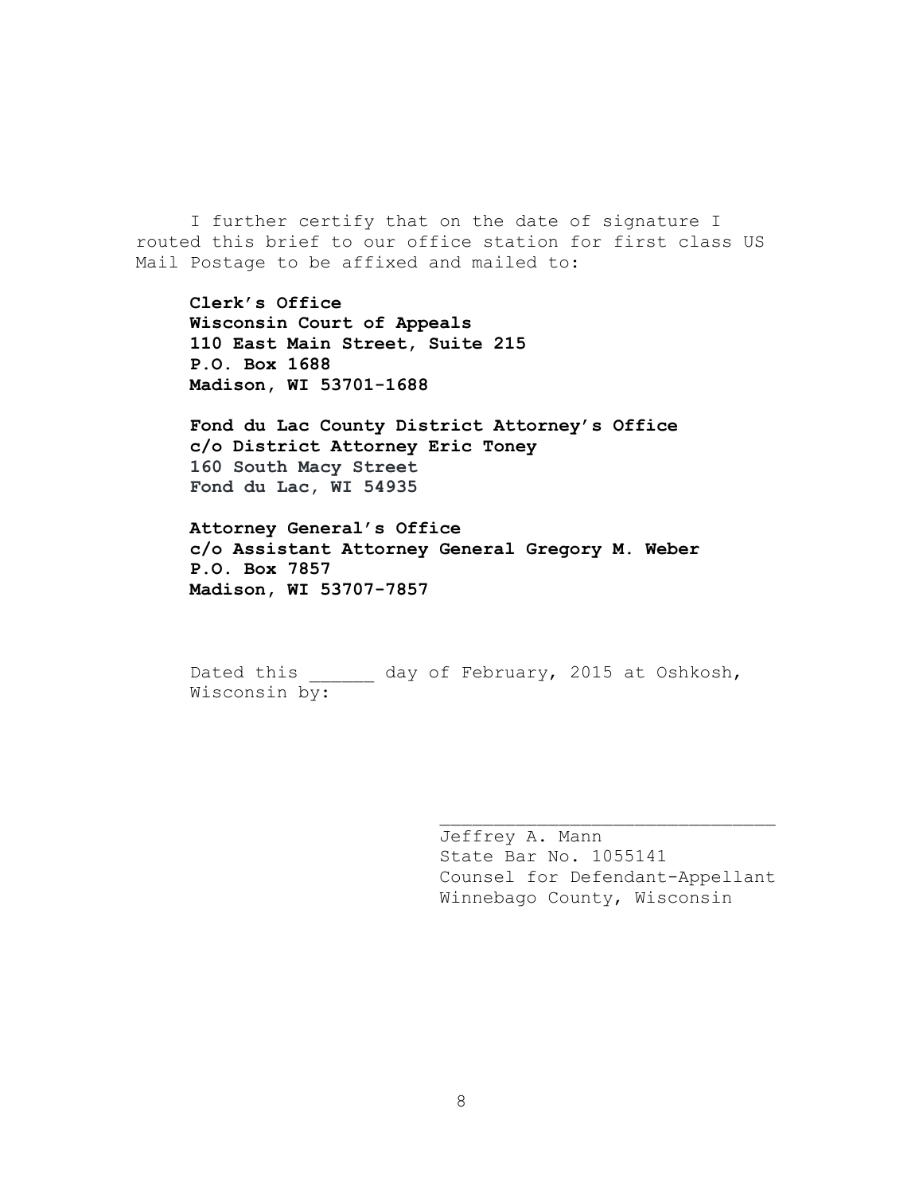I further certify that on the date of signature I routed this brief to our office station for first class US Mail Postage to be affixed and mailed to:

**Clerk's Office**
**Wisconsin Court of Appeals**
**110 East Main Street, Suite 215**
**P.O. Box 1688**
**Madison, WI 53701-1688**

**Fond du Lac County District Attorney's Office**
**c/o District Attorney Eric Toney**
**160 South Macy Street**
**Fond du Lac, WI 54935**

**Attorney General's Office**
**c/o Assistant Attorney General Gregory M. Weber**
**P.O. Box 7857**
**Madison, WI 53707-7857**

Dated this ______ day of February, 2015 at Oshkosh, Wisconsin by:

______________________________
Jeffrey A. Mann
State Bar No. 1055141
Counsel for Defendant-Appellant
Winnebago County, Wisconsin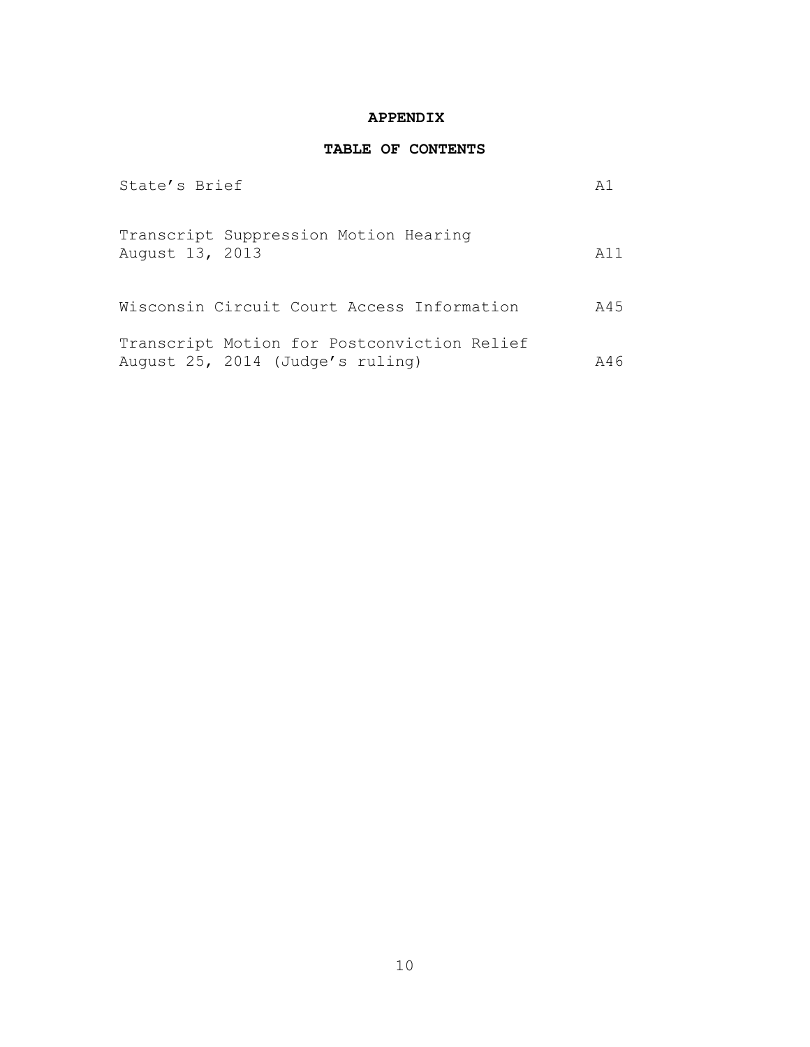# APPENDIX

## TABLE OF CONTENTS

| | |
|---|---|
| State's Brief | A1 |
| Transcript Suppression Motion Hearing August 13, 2013 | A11 |
| Wisconsin Circuit Court Access Information | A45 |
| Transcript Motion for Postconviction Relief August 25, 2014 (Judge's ruling) | A46 |